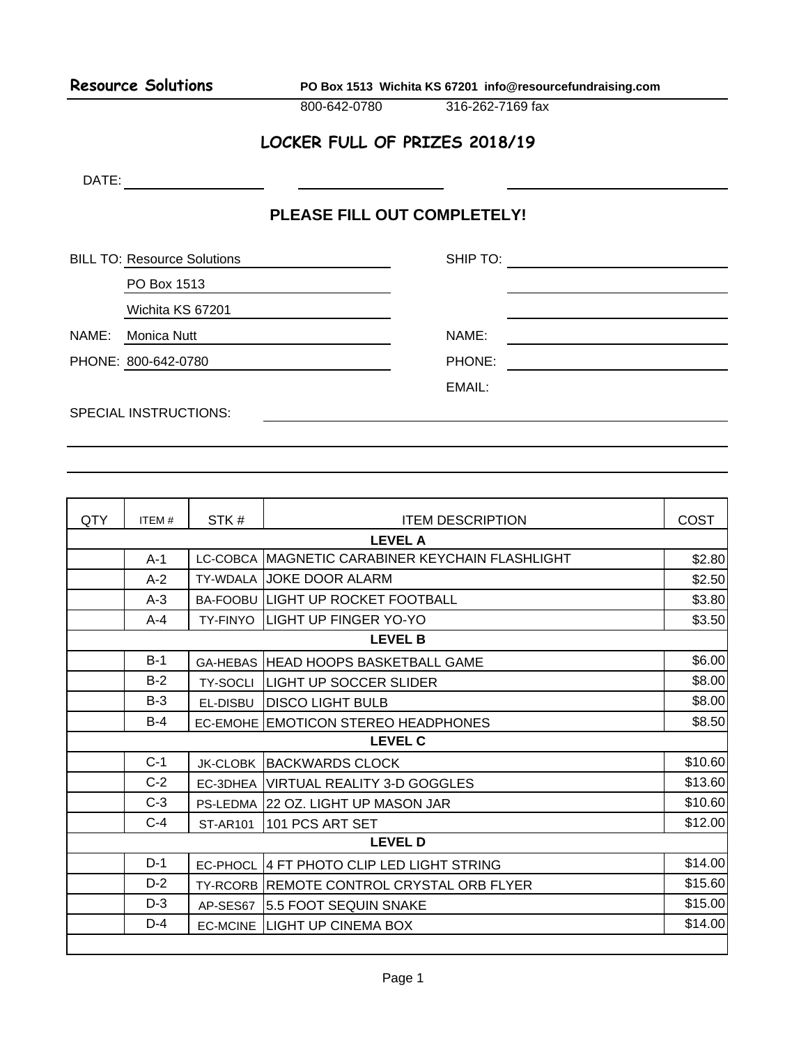**Resource Solutions** **PO Box 1513 Wichita KS 67201 info@resourcefundraising.com**

800-642-0780 316-262-7169 fax

## LOCKER FULL OF PRIZES 2018/19

DATE: \_\_\_\_\_\_\_\_\_\_\_\_\_\_\_\_ \_\_\_\_\_\_\_\_\_\_\_\_\_\_\_\_ \_\_\_\_\_\_\_\_\_\_\_\_\_\_\_\_\_\_\_\_\_\_

### PLEASE FILL OUT COMPLETELY!

BILL TO: Resource Solutions
PO Box 1513
Wichita KS 67201

NAME: Monica Nutt

PHONE: 800-642-0780

SHIP TO:

NAME:

PHONE:

EMAIL:

SPECIAL INSTRUCTIONS:

| QTY | ITEM # | STK # | ITEM DESCRIPTION | COST |
|---|---|---|---|---|
| | | | **LEVEL A** | |
| | A-1 | LC-COBCA | MAGNETIC CARABINER KEYCHAIN FLASHLIGHT | $2.80 |
| | A-2 | TY-WDALA | JOKE DOOR ALARM | $2.50 |
| | A-3 | BA-FOOBU | LIGHT UP ROCKET FOOTBALL | $3.80 |
| | A-4 | TY-FINYO | LIGHT UP FINGER YO-YO | $3.50 |
| | | | **LEVEL B** | |
| | B-1 | GA-HEBAS | HEAD HOOPS BASKETBALL GAME | $6.00 |
| | B-2 | TY-SOCLI | LIGHT UP SOCCER SLIDER | $8.00 |
| | B-3 | EL-DISBU | DISCO LIGHT BULB | $8.00 |
| | B-4 | EC-EMOHE | EMOTICON STEREO HEADPHONES | $8.50 |
| | | | **LEVEL C** | |
| | C-1 | JK-CLOBK | BACKWARDS CLOCK | $10.60 |
| | C-2 | EC-3DHEA | VIRTUAL REALITY 3-D GOGGLES | $13.60 |
| | C-3 | PS-LEDMA | 22 OZ. LIGHT UP MASON JAR | $10.60 |
| | C-4 | ST-AR101 | 101 PCS ART SET | $12.00 |
| | | | **LEVEL D** | |
| | D-1 | EC-PHOCL | 4 FT PHOTO CLIP LED LIGHT STRING | $14.00 |
| | D-2 | TY-RCORB | REMOTE CONTROL CRYSTAL ORB FLYER | $15.60 |
| | D-3 | AP-SES67 | 5.5 FOOT SEQUIN SNAKE | $15.00 |
| | D-4 | EC-MCINE | LIGHT UP CINEMA BOX | $14.00 |
| | | | | |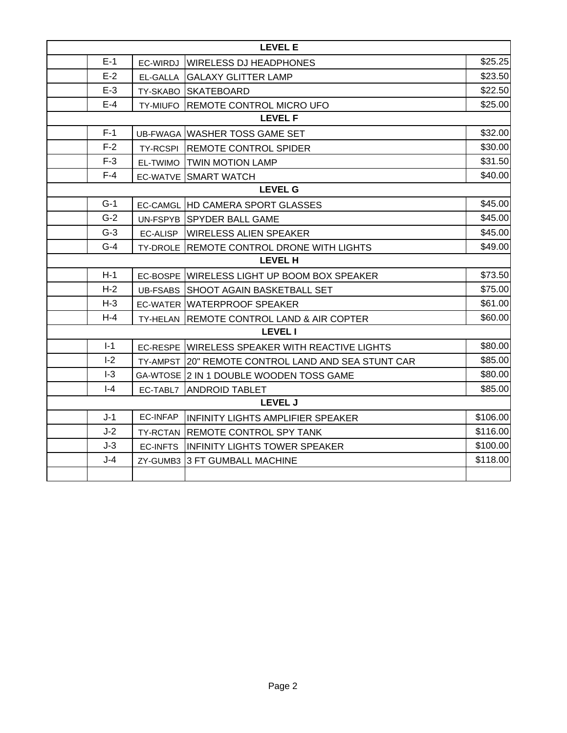| | | | | |
|---|---|---|---|---|
| | | | **LEVEL E** | |
| | E-1 | EC-WIRDJ | WIRELESS DJ HEADPHONES | $25.25 |
| | E-2 | EL-GALLA | GALAXY GLITTER LAMP | $23.50 |
| | E-3 | TY-SKABO | SKATEBOARD | $22.50 |
| | E-4 | TY-MIUFO | REMOTE CONTROL MICRO UFO | $25.00 |
| | | | **LEVEL F** | |
| | F-1 | UB-FWAGA | WASHER TOSS GAME SET | $32.00 |
| | F-2 | TY-RCSPI | REMOTE CONTROL SPIDER | $30.00 |
| | F-3 | EL-TWIMO | TWIN MOTION LAMP | $31.50 |
| | F-4 | EC-WATVE | SMART WATCH | $40.00 |
| | | | **LEVEL G** | |
| | G-1 | EC-CAMGL | HD CAMERA SPORT GLASSES | $45.00 |
| | G-2 | UN-FSPYB | SPYDER BALL GAME | $45.00 |
| | G-3 | EC-ALISP | WIRELESS ALIEN SPEAKER | $45.00 |
| | G-4 | TY-DROLE | REMOTE CONTROL DRONE WITH LIGHTS | $49.00 |
| | | | **LEVEL H** | |
| | H-1 | EC-BOSPE | WIRELESS LIGHT UP BOOM BOX SPEAKER | $73.50 |
| | H-2 | UB-FSABS | SHOOT AGAIN BASKETBALL SET | $75.00 |
| | H-3 | EC-WATER | WATERPROOF SPEAKER | $61.00 |
| | H-4 | TY-HELAN | REMOTE CONTROL LAND & AIR COPTER | $60.00 |
| | | | **LEVEL I** | |
| | I-1 | EC-RESPE | WIRELESS SPEAKER WITH REACTIVE LIGHTS | $80.00 |
| | I-2 | TY-AMPST | 20" REMOTE CONTROL LAND AND SEA STUNT CAR | $85.00 |
| | I-3 | GA-WTOSE | 2 IN 1 DOUBLE WOODEN TOSS GAME | $80.00 |
| | I-4 | EC-TABL7 | ANDROID TABLET | $85.00 |
| | | | **LEVEL J** | |
| | J-1 | EC-INFAP | INFINITY LIGHTS AMPLIFIER SPEAKER | $106.00 |
| | J-2 | TY-RCTAN | REMOTE CONTROL SPY TANK | $116.00 |
| | J-3 | EC-INFTS | INFINITY LIGHTS TOWER SPEAKER | $100.00 |
| | J-4 | ZY-GUMB3 | 3 FT GUMBALL MACHINE | $118.00 |
| | | | | |